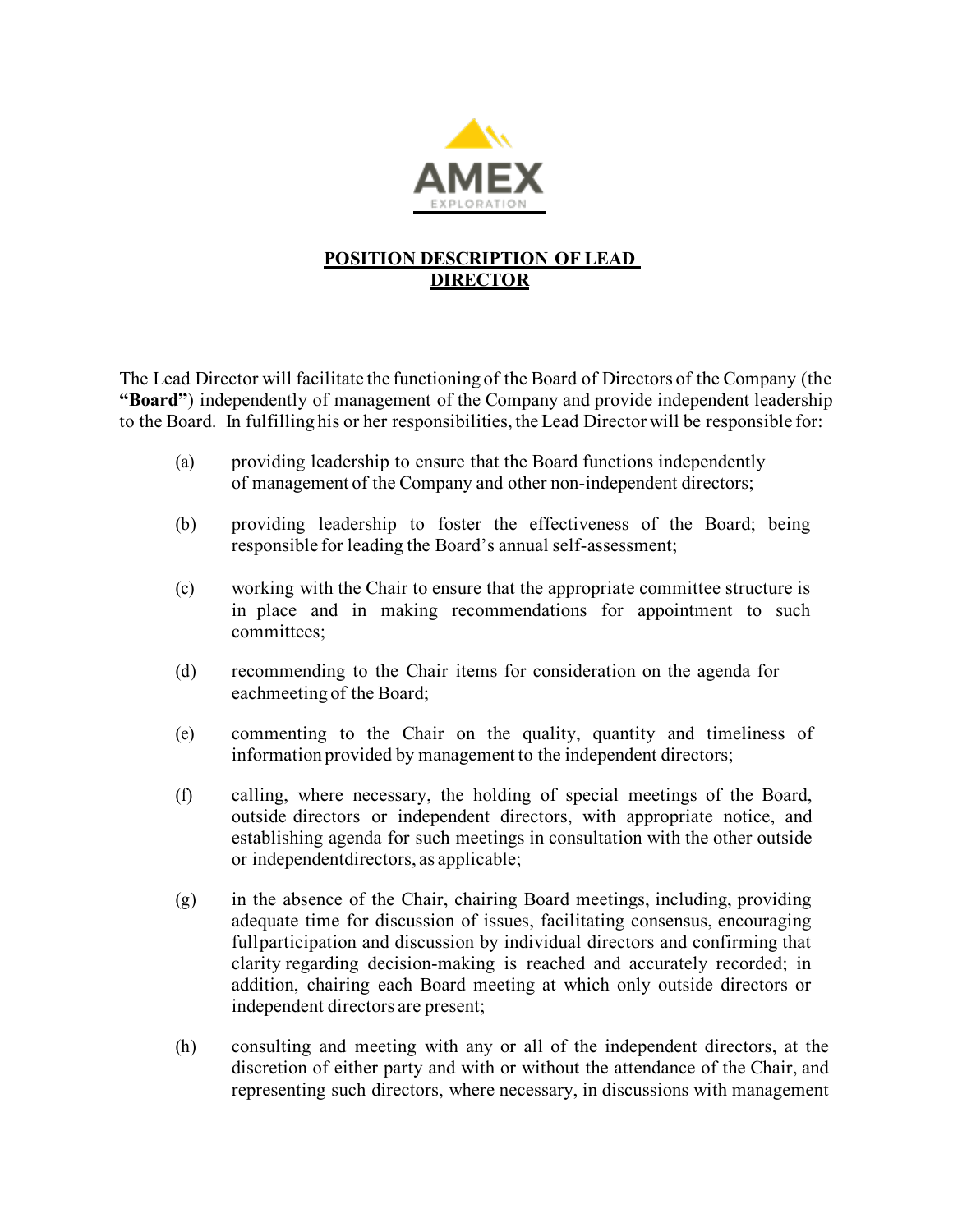# POSITION DESCRIPTION OF LEAD DIRECTOR

The Lead Director will facilitate the functioning of the Board of Directors of the Company (the **"Board"**) independently of management of the Company and provide independent leadership to the Board. In fulfilling his or her responsibilities, the Lead Director will be responsible for:

(a) providing leadership to ensure that the Board functions independently of management of the Company and other non-independent directors;

(b) providing leadership to foster the effectiveness of the Board; being responsible for leading the Board's annual self-assessment;

(c) working with the Chair to ensure that the appropriate committee structure is in place and in making recommendations for appointment to such committees;

(d) recommending to the Chair items for consideration on the agenda for eachmeeting of the Board;

(e) commenting to the Chair on the quality, quantity and timeliness of information provided by management to the independent directors;

(f) calling, where necessary, the holding of special meetings of the Board, outside directors or independent directors, with appropriate notice, and establishing agenda for such meetings in consultation with the other outside or independentdirectors, as applicable;

(g) in the absence of the Chair, chairing Board meetings, including, providing adequate time for discussion of issues, facilitating consensus, encouraging fullparticipation and discussion by individual directors and confirming that clarity regarding decision-making is reached and accurately recorded; in addition, chairing each Board meeting at which only outside directors or independent directors are present;

(h) consulting and meeting with any or all of the independent directors, at the discretion of either party and with or without the attendance of the Chair, and representing such directors, where necessary, in discussions with management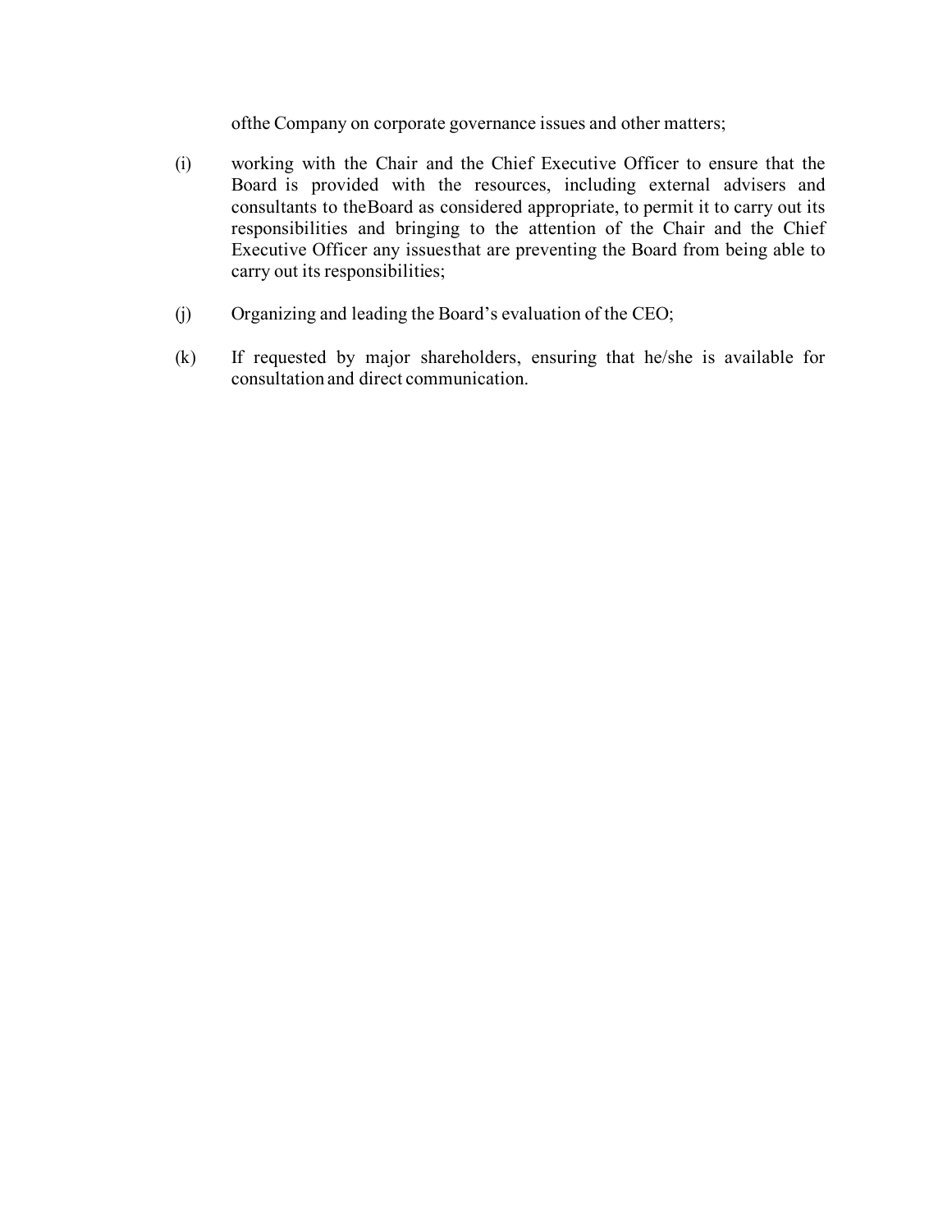ofthe Company on corporate governance issues and other matters;

(i) working with the Chair and the Chief Executive Officer to ensure that the Board is provided with the resources, including external advisers and consultants to theBoard as considered appropriate, to permit it to carry out its responsibilities and bringing to the attention of the Chair and the Chief Executive Officer any issuesthat are preventing the Board from being able to carry out its responsibilities;

(j) Organizing and leading the Board's evaluation of the CEO;

(k) If requested by major shareholders, ensuring that he/she is available for consultation and direct communication.